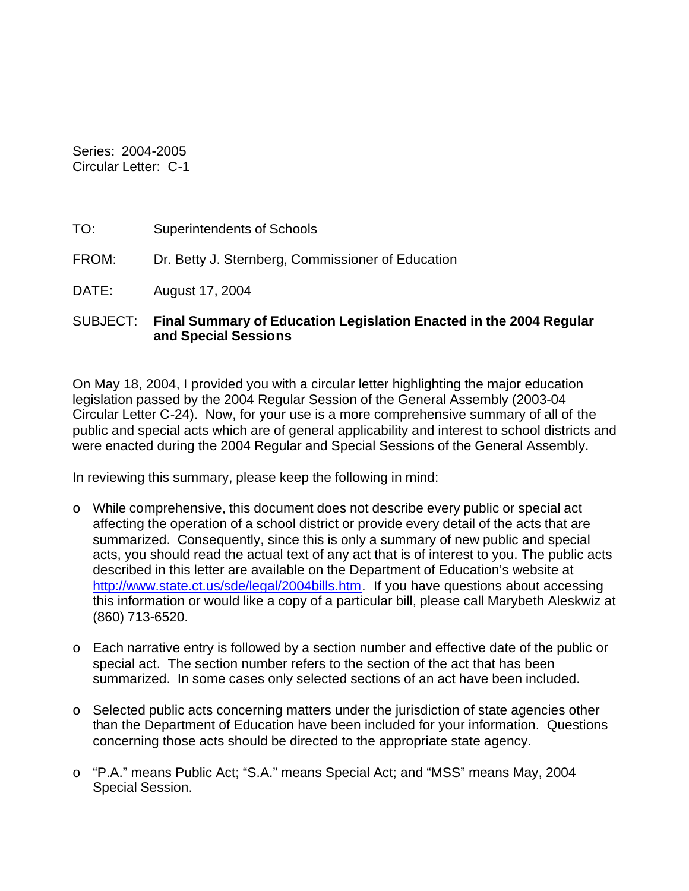Series: 2004-2005
Circular Letter: C-1

TO: Superintendents of Schools

FROM: Dr. Betty J. Sternberg, Commissioner of Education

DATE: August 17, 2004

SUBJECT: **Final Summary of Education Legislation Enacted in the 2004 Regular and Special Sessions**

On May 18, 2004, I provided you with a circular letter highlighting the major education legislation passed by the 2004 Regular Session of the General Assembly (2003-04 Circular Letter C-24). Now, for your use is a more comprehensive summary of all of the public and special acts which are of general applicability and interest to school districts and were enacted during the 2004 Regular and Special Sessions of the General Assembly.

In reviewing this summary, please keep the following in mind:

- While comprehensive, this document does not describe every public or special act affecting the operation of a school district or provide every detail of the acts that are summarized. Consequently, since this is only a summary of new public and special acts, you should read the actual text of any act that is of interest to you. The public acts described in this letter are available on the Department of Education's website at http://www.state.ct.us/sde/legal/2004bills.htm. If you have questions about accessing this information or would like a copy of a particular bill, please call Marybeth Aleskwiz at (860) 713-6520.

- Each narrative entry is followed by a section number and effective date of the public or special act. The section number refers to the section of the act that has been summarized. In some cases only selected sections of an act have been included.

- Selected public acts concerning matters under the jurisdiction of state agencies other than the Department of Education have been included for your information. Questions concerning those acts should be directed to the appropriate state agency.

- "P.A." means Public Act; "S.A." means Special Act; and "MSS" means May, 2004 Special Session.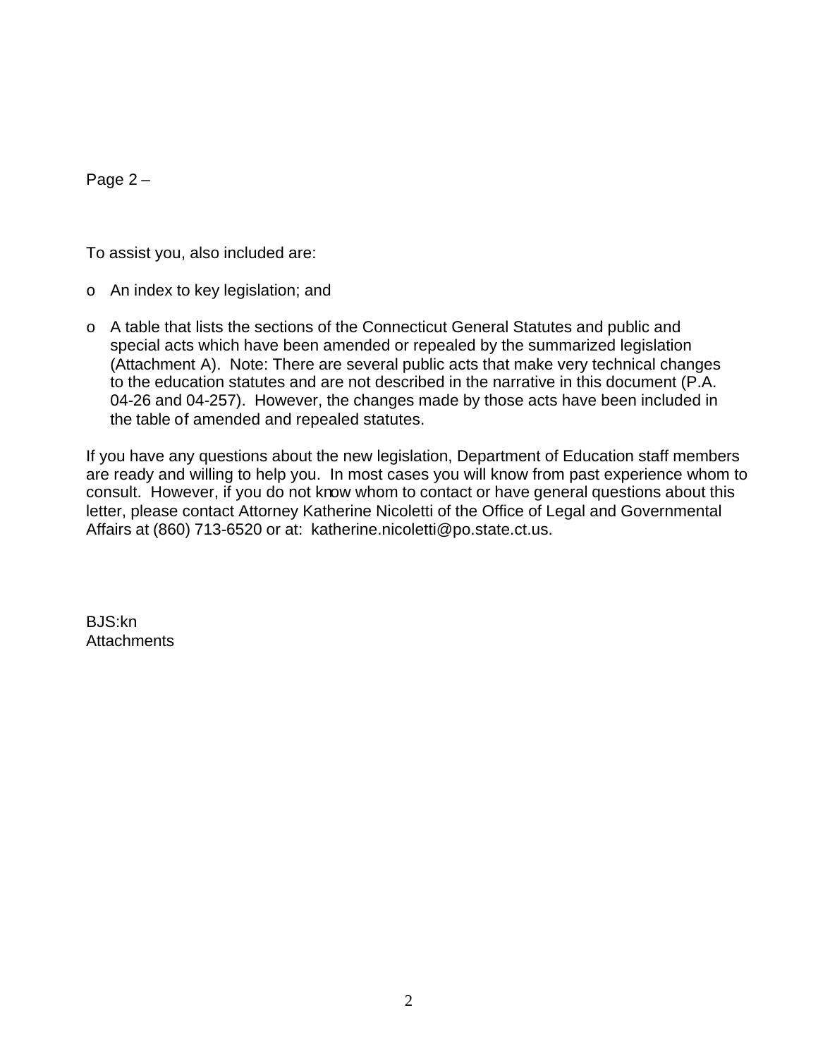Page 2 –

To assist you, also included are:

- An index to key legislation; and
- A table that lists the sections of the Connecticut General Statutes and public and special acts which have been amended or repealed by the summarized legislation (Attachment A). Note: There are several public acts that make very technical changes to the education statutes and are not described in the narrative in this document (P.A. 04-26 and 04-257). However, the changes made by those acts have been included in the table of amended and repealed statutes.

If you have any questions about the new legislation, Department of Education staff members are ready and willing to help you. In most cases you will know from past experience whom to consult. However, if you do not know whom to contact or have general questions about this letter, please contact Attorney Katherine Nicoletti of the Office of Legal and Governmental Affairs at (860) 713-6520 or at: katherine.nicoletti@po.state.ct.us.

BJS:kn
Attachments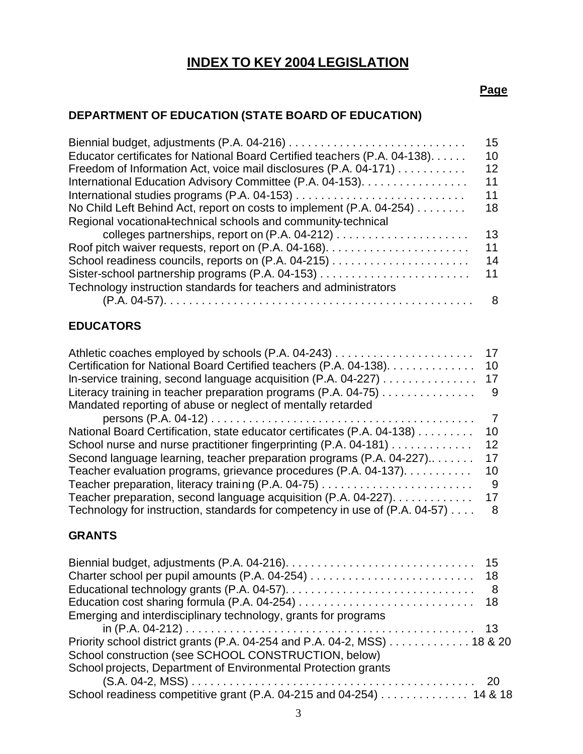# INDEX TO KEY 2004 LEGISLATION

**Page**

## DEPARTMENT OF EDUCATION (STATE BOARD OF EDUCATION)

| Entry | Page |
|---|---|
| Biennial budget, adjustments (P.A. 04-216) | 15 |
| Educator certificates for National Board Certified teachers (P.A. 04-138) | 10 |
| Freedom of Information Act, voice mail disclosures (P.A. 04-171) | 12 |
| International Education Advisory Committee (P.A. 04-153) | 11 |
| International studies programs (P.A. 04-153) | 11 |
| No Child Left Behind Act, report on costs to implement (P.A. 04-254) | 18 |
| Regional vocational-technical schools and community-technical colleges partnerships, report on (P.A. 04-212) | 13 |
| Roof pitch waiver requests, report on (P.A. 04-168) | 11 |
| School readiness councils, reports on (P.A. 04-215) | 14 |
| Sister-school partnership programs (P.A. 04-153) | 11 |
| Technology instruction standards for teachers and administrators (P.A. 04-57) | 8 |

## EDUCATORS

| Entry | Page |
|---|---|
| Athletic coaches employed by schools (P.A. 04-243) | 17 |
| Certification for National Board Certified teachers (P.A. 04-138) | 10 |
| In-service training, second language acquisition (P.A. 04-227) | 17 |
| Literacy training in teacher preparation programs (P.A. 04-75) | 9 |
| Mandated reporting of abuse or neglect of mentally retarded persons (P.A. 04-12) | 7 |
| National Board Certification, state educator certificates (P.A. 04-138) | 10 |
| School nurse and nurse practitioner fingerprinting (P.A. 04-181) | 12 |
| Second language learning, teacher preparation programs (P.A. 04-227) | 17 |
| Teacher evaluation programs, grievance procedures (P.A. 04-137) | 10 |
| Teacher preparation, literacy training (P.A. 04-75) | 9 |
| Teacher preparation, second language acquisition (P.A. 04-227) | 17 |
| Technology for instruction, standards for competency in use of (P.A. 04-57) | 8 |

## GRANTS

| Entry | Page |
|---|---|
| Biennial budget, adjustments (P.A. 04-216) | 15 |
| Charter school per pupil amounts (P.A. 04-254) | 18 |
| Educational technology grants (P.A. 04-57) | 8 |
| Education cost sharing formula (P.A. 04-254) | 18 |
| Emerging and interdisciplinary technology, grants for programs in (P.A. 04-212) | 13 |
| Priority school district grants (P.A. 04-254 and P.A. 04-2, MSS) | 18 & 20 |
| School construction (see SCHOOL CONSTRUCTION, below) | |
| School projects, Department of Environmental Protection grants (S.A. 04-2, MSS) | 20 |
| School readiness competitive grant (P.A. 04-215 and 04-254) | 14 & 18 |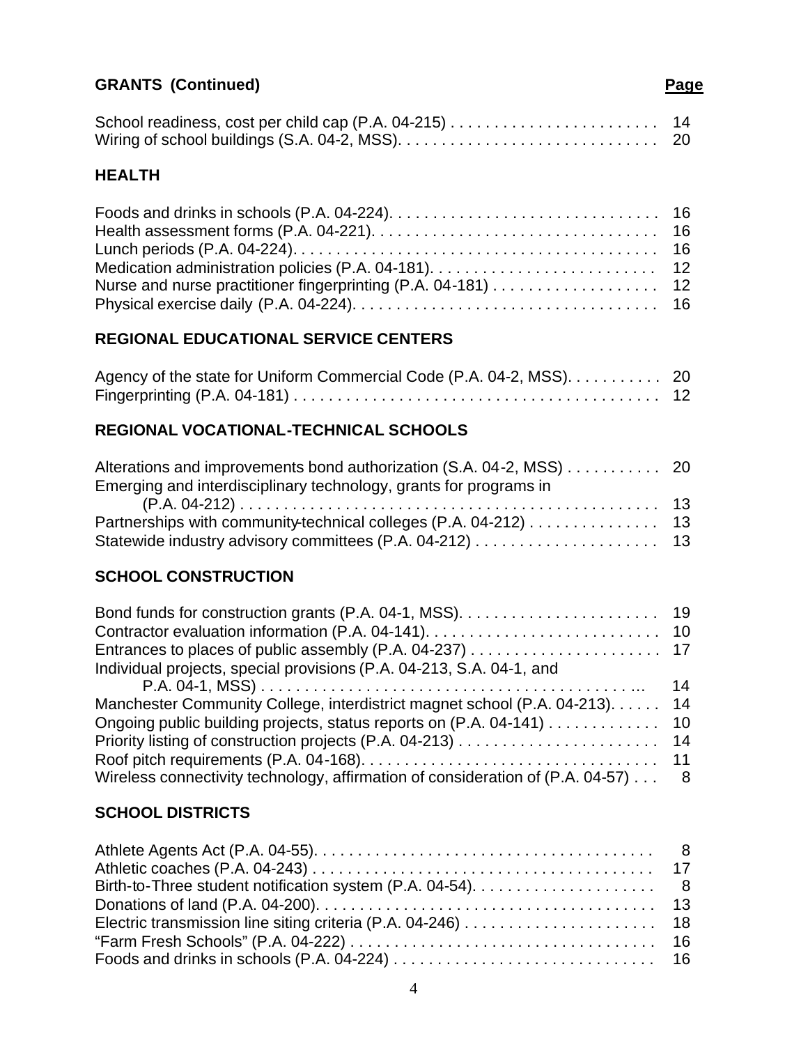## GRANTS (Continued)

| | Page |
|---|---|
| School readiness, cost per child cap (P.A. 04-215) | 14 |
| Wiring of school buildings (S.A. 04-2, MSS) | 20 |

## HEALTH

| | |
|---|---|
| Foods and drinks in schools (P.A. 04-224) | 16 |
| Health assessment forms (P.A. 04-221) | 16 |
| Lunch periods (P.A. 04-224) | 16 |
| Medication administration policies (P.A. 04-181) | 12 |
| Nurse and nurse practitioner fingerprinting (P.A. 04-181) | 12 |
| Physical exercise daily (P.A. 04-224) | 16 |

## REGIONAL EDUCATIONAL SERVICE CENTERS

| | |
|---|---|
| Agency of the state for Uniform Commercial Code (P.A. 04-2, MSS) | 20 |
| Fingerprinting (P.A. 04-181) | 12 |

## REGIONAL VOCATIONAL-TECHNICAL SCHOOLS

| | |
|---|---|
| Alterations and improvements bond authorization (S.A. 04-2, MSS) | 20 |
| Emerging and interdisciplinary technology, grants for programs in (P.A. 04-212) | 13 |
| Partnerships with community-technical colleges (P.A. 04-212) | 13 |
| Statewide industry advisory committees (P.A. 04-212) | 13 |

## SCHOOL CONSTRUCTION

| | |
|---|---|
| Bond funds for construction grants (P.A. 04-1, MSS) | 19 |
| Contractor evaluation information (P.A. 04-141) | 10 |
| Entrances to places of public assembly (P.A. 04-237) | 17 |
| Individual projects, special provisions (P.A. 04-213, S.A. 04-1, and P.A. 04-1, MSS) | 14 |
| Manchester Community College, interdistrict magnet school (P.A. 04-213) | 14 |
| Ongoing public building projects, status reports on (P.A. 04-141) | 10 |
| Priority listing of construction projects (P.A. 04-213) | 14 |
| Roof pitch requirements (P.A. 04-168) | 11 |
| Wireless connectivity technology, affirmation of consideration of (P.A. 04-57) | 8 |

## SCHOOL DISTRICTS

| | |
|---|---|
| Athlete Agents Act (P.A. 04-55) | 8 |
| Athletic coaches (P.A. 04-243) | 17 |
| Birth-to-Three student notification system (P.A. 04-54) | 8 |
| Donations of land (P.A. 04-200) | 13 |
| Electric transmission line siting criteria (P.A. 04-246) | 18 |
| “Farm Fresh Schools” (P.A. 04-222) | 16 |
| Foods and drinks in schools (P.A. 04-224) | 16 |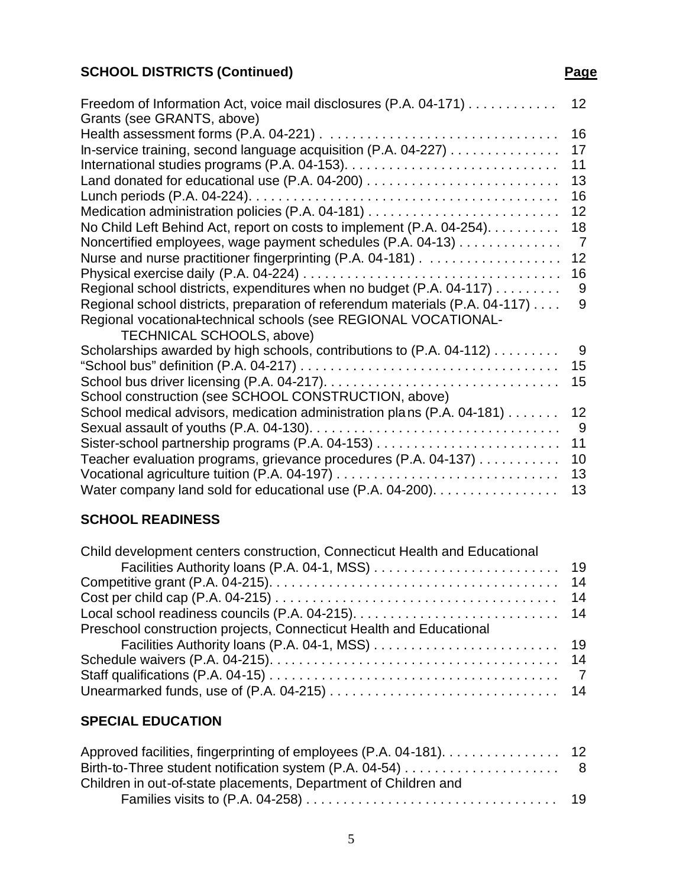## SCHOOL DISTRICTS (Continued)

| | Page |
|---|---|
| Freedom of Information Act, voice mail disclosures (P.A. 04-171) | 12 |
| Grants (see GRANTS, above) | |
| Health assessment forms (P.A. 04-221) | 16 |
| In-service training, second language acquisition (P.A. 04-227) | 17 |
| International studies programs (P.A. 04-153) | 11 |
| Land donated for educational use (P.A. 04-200) | 13 |
| Lunch periods (P.A. 04-224) | 16 |
| Medication administration policies (P.A. 04-181) | 12 |
| No Child Left Behind Act, report on costs to implement (P.A. 04-254) | 18 |
| Noncertified employees, wage payment schedules (P.A. 04-13) | 7 |
| Nurse and nurse practitioner fingerprinting (P.A. 04-181) | 12 |
| Physical exercise daily (P.A. 04-224) | 16 |
| Regional school districts, expenditures when no budget (P.A. 04-117) | 9 |
| Regional school districts, preparation of referendum materials (P.A. 04-117) | 9 |
| Regional vocational-technical schools (see REGIONAL VOCATIONAL-TECHNICAL SCHOOLS, above) | |
| Scholarships awarded by high schools, contributions to (P.A. 04-112) | 9 |
| "School bus" definition (P.A. 04-217) | 15 |
| School bus driver licensing (P.A. 04-217) | 15 |
| School construction (see SCHOOL CONSTRUCTION, above) | |
| School medical advisors, medication administration plans (P.A. 04-181) | 12 |
| Sexual assault of youths (P.A. 04-130) | 9 |
| Sister-school partnership programs (P.A. 04-153) | 11 |
| Teacher evaluation programs, grievance procedures (P.A. 04-137) | 10 |
| Vocational agriculture tuition (P.A. 04-197) | 13 |
| Water company land sold for educational use (P.A. 04-200) | 13 |

## SCHOOL READINESS

| | |
|---|---|
| Child development centers construction, Connecticut Health and Educational Facilities Authority loans (P.A. 04-1, MSS) | 19 |
| Competitive grant (P.A. 04-215) | 14 |
| Cost per child cap (P.A. 04-215) | 14 |
| Local school readiness councils (P.A. 04-215) | 14 |
| Preschool construction projects, Connecticut Health and Educational Facilities Authority loans (P.A. 04-1, MSS) | 19 |
| Schedule waivers (P.A. 04-215) | 14 |
| Staff qualifications (P.A. 04-15) | 7 |
| Unearmarked funds, use of (P.A. 04-215) | 14 |

## SPECIAL EDUCATION

| | |
|---|---|
| Approved facilities, fingerprinting of employees (P.A. 04-181) | 12 |
| Birth-to-Three student notification system (P.A. 04-54) | 8 |
| Children in out-of-state placements, Department of Children and Families visits to (P.A. 04-258) | 19 |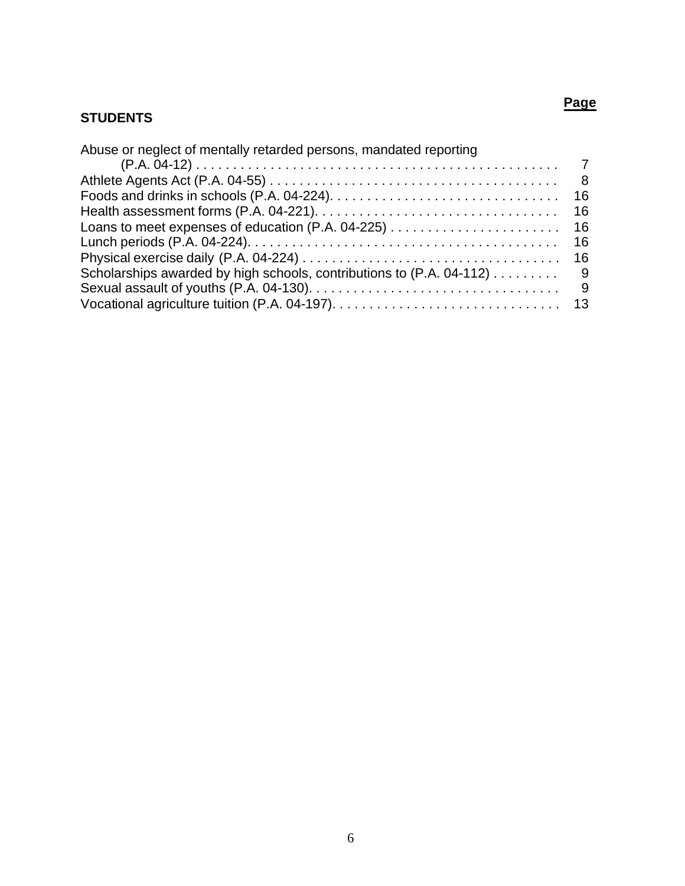## STUDENTS

| | Page |
|---|---|
| Abuse or neglect of mentally retarded persons, mandated reporting (P.A. 04-12) | 7 |
| Athlete Agents Act (P.A. 04-55) | 8 |
| Foods and drinks in schools (P.A. 04-224) | 16 |
| Health assessment forms (P.A. 04-221) | 16 |
| Loans to meet expenses of education (P.A. 04-225) | 16 |
| Lunch periods (P.A. 04-224) | 16 |
| Physical exercise daily (P.A. 04-224) | 16 |
| Scholarships awarded by high schools, contributions to (P.A. 04-112) | 9 |
| Sexual assault of youths (P.A. 04-130) | 9 |
| Vocational agriculture tuition (P.A. 04-197) | 13 |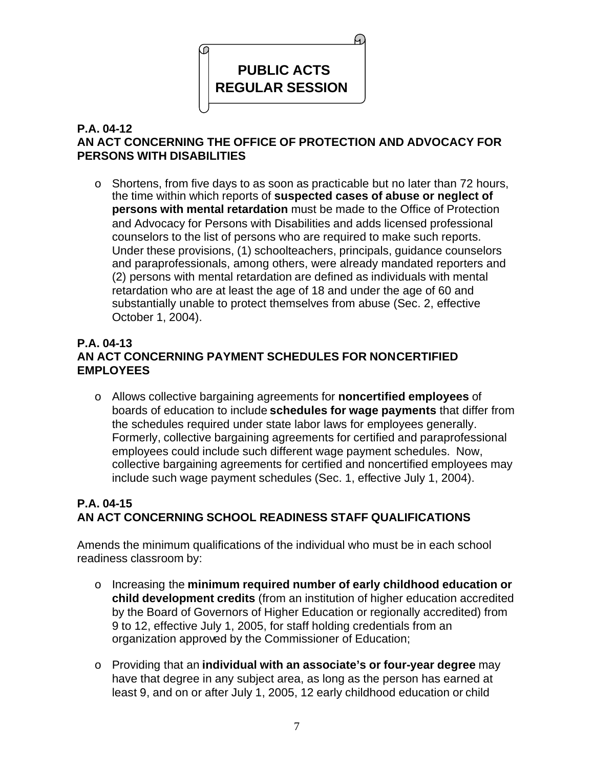# PUBLIC ACTS REGULAR SESSION

## P.A. 04-12
## AN ACT CONCERNING THE OFFICE OF PROTECTION AND ADVOCACY FOR PERSONS WITH DISABILITIES

- Shortens, from five days to as soon as practicable but no later than 72 hours, the time within which reports of **suspected cases of abuse or neglect of persons with mental retardation** must be made to the Office of Protection and Advocacy for Persons with Disabilities and adds licensed professional counselors to the list of persons who are required to make such reports. Under these provisions, (1) schoolteachers, principals, guidance counselors and paraprofessionals, among others, were already mandated reporters and (2) persons with mental retardation are defined as individuals with mental retardation who are at least the age of 18 and under the age of 60 and substantially unable to protect themselves from abuse (Sec. 2, effective October 1, 2004).

## P.A. 04-13
## AN ACT CONCERNING PAYMENT SCHEDULES FOR NONCERTIFIED EMPLOYEES

- Allows collective bargaining agreements for **noncertified employees** of boards of education to include **schedules for wage payments** that differ from the schedules required under state labor laws for employees generally. Formerly, collective bargaining agreements for certified and paraprofessional employees could include such different wage payment schedules. Now, collective bargaining agreements for certified and noncertified employees may include such wage payment schedules (Sec. 1, effective July 1, 2004).

## P.A. 04-15
## AN ACT CONCERNING SCHOOL READINESS STAFF QUALIFICATIONS

Amends the minimum qualifications of the individual who must be in each school readiness classroom by:

- Increasing the **minimum required number of early childhood education or child development credits** (from an institution of higher education accredited by the Board of Governors of Higher Education or regionally accredited) from 9 to 12, effective July 1, 2005, for staff holding credentials from an organization approved by the Commissioner of Education;

- Providing that an **individual with an associate's or four-year degree** may have that degree in any subject area, as long as the person has earned at least 9, and on or after July 1, 2005, 12 early childhood education or child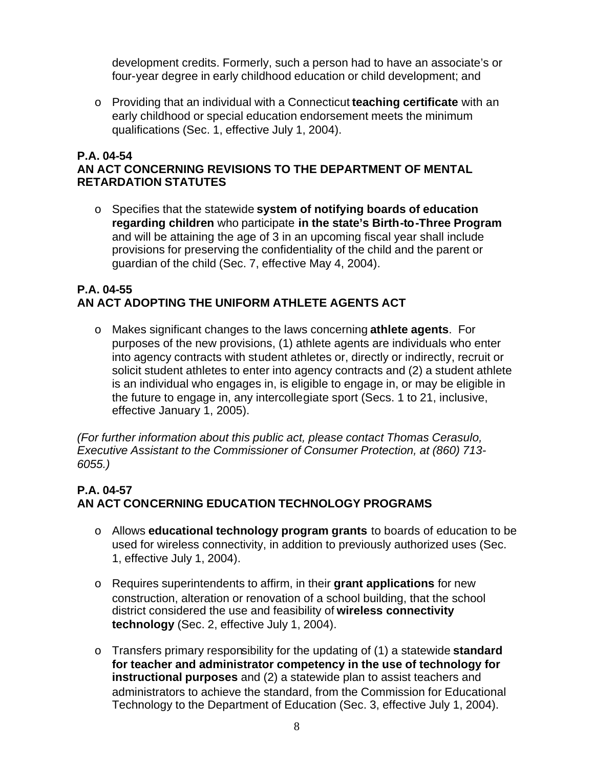development credits. Formerly, such a person had to have an associate's or four-year degree in early childhood education or child development; and

- Providing that an individual with a Connecticut **teaching certificate** with an early childhood or special education endorsement meets the minimum qualifications (Sec. 1, effective July 1, 2004).

### P.A. 04-54
### AN ACT CONCERNING REVISIONS TO THE DEPARTMENT OF MENTAL RETARDATION STATUTES

- Specifies that the statewide **system of notifying boards of education regarding children** who participate **in the state's Birth-to-Three Program** and will be attaining the age of 3 in an upcoming fiscal year shall include provisions for preserving the confidentiality of the child and the parent or guardian of the child (Sec. 7, effective May 4, 2004).

### P.A. 04-55
### AN ACT ADOPTING THE UNIFORM ATHLETE AGENTS ACT

- Makes significant changes to the laws concerning **athlete agents**. For purposes of the new provisions, (1) athlete agents are individuals who enter into agency contracts with student athletes or, directly or indirectly, recruit or solicit student athletes to enter into agency contracts and (2) a student athlete is an individual who engages in, is eligible to engage in, or may be eligible in the future to engage in, any intercollegiate sport (Secs. 1 to 21, inclusive, effective January 1, 2005).

*(For further information about this public act, please contact Thomas Cerasulo, Executive Assistant to the Commissioner of Consumer Protection, at (860) 713-6055.)*

### P.A. 04-57
### AN ACT CONCERNING EDUCATION TECHNOLOGY PROGRAMS

- Allows **educational technology program grants** to boards of education to be used for wireless connectivity, in addition to previously authorized uses (Sec. 1, effective July 1, 2004).

- Requires superintendents to affirm, in their **grant applications** for new construction, alteration or renovation of a school building, that the school district considered the use and feasibility of **wireless connectivity technology** (Sec. 2, effective July 1, 2004).

- Transfers primary responsibility for the updating of (1) a statewide **standard for teacher and administrator competency in the use of technology for instructional purposes** and (2) a statewide plan to assist teachers and administrators to achieve the standard, from the Commission for Educational Technology to the Department of Education (Sec. 3, effective July 1, 2004).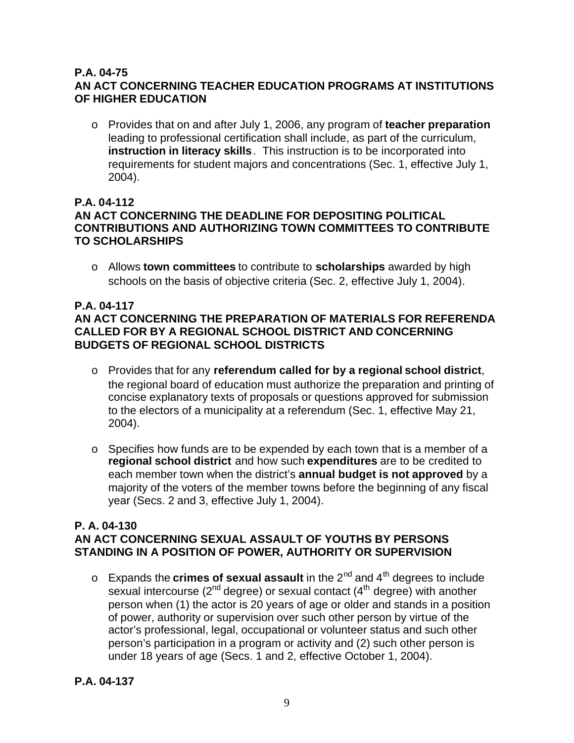**P.A. 04-75**
**AN ACT CONCERNING TEACHER EDUCATION PROGRAMS AT INSTITUTIONS OF HIGHER EDUCATION**

- Provides that on and after July 1, 2006, any program of **teacher preparation** leading to professional certification shall include, as part of the curriculum, **instruction in literacy skills**. This instruction is to be incorporated into requirements for student majors and concentrations (Sec. 1, effective July 1, 2004).

**P.A. 04-112**
**AN ACT CONCERNING THE DEADLINE FOR DEPOSITING POLITICAL CONTRIBUTIONS AND AUTHORIZING TOWN COMMITTEES TO CONTRIBUTE TO SCHOLARSHIPS**

- Allows **town committees** to contribute to **scholarships** awarded by high schools on the basis of objective criteria (Sec. 2, effective July 1, 2004).

**P.A. 04-117**
**AN ACT CONCERNING THE PREPARATION OF MATERIALS FOR REFERENDA CALLED FOR BY A REGIONAL SCHOOL DISTRICT AND CONCERNING BUDGETS OF REGIONAL SCHOOL DISTRICTS**

- Provides that for any **referendum called for by a regional school district**, the regional board of education must authorize the preparation and printing of concise explanatory texts of proposals or questions approved for submission to the electors of a municipality at a referendum (Sec. 1, effective May 21, 2004).

- Specifies how funds are to be expended by each town that is a member of a **regional school district** and how such **expenditures** are to be credited to each member town when the district's **annual budget is not approved** by a majority of the voters of the member towns before the beginning of any fiscal year (Secs. 2 and 3, effective July 1, 2004).

**P. A. 04-130**
**AN ACT CONCERNING SEXUAL ASSAULT OF YOUTHS BY PERSONS STANDING IN A POSITION OF POWER, AUTHORITY OR SUPERVISION**

- Expands the **crimes of sexual assault** in the 2nd and 4th degrees to include sexual intercourse (2nd degree) or sexual contact (4th degree) with another person when (1) the actor is 20 years of age or older and stands in a position of power, authority or supervision over such other person by virtue of the actor's professional, legal, occupational or volunteer status and such other person's participation in a program or activity and (2) such other person is under 18 years of age (Secs. 1 and 2, effective October 1, 2004).

**P.A. 04-137**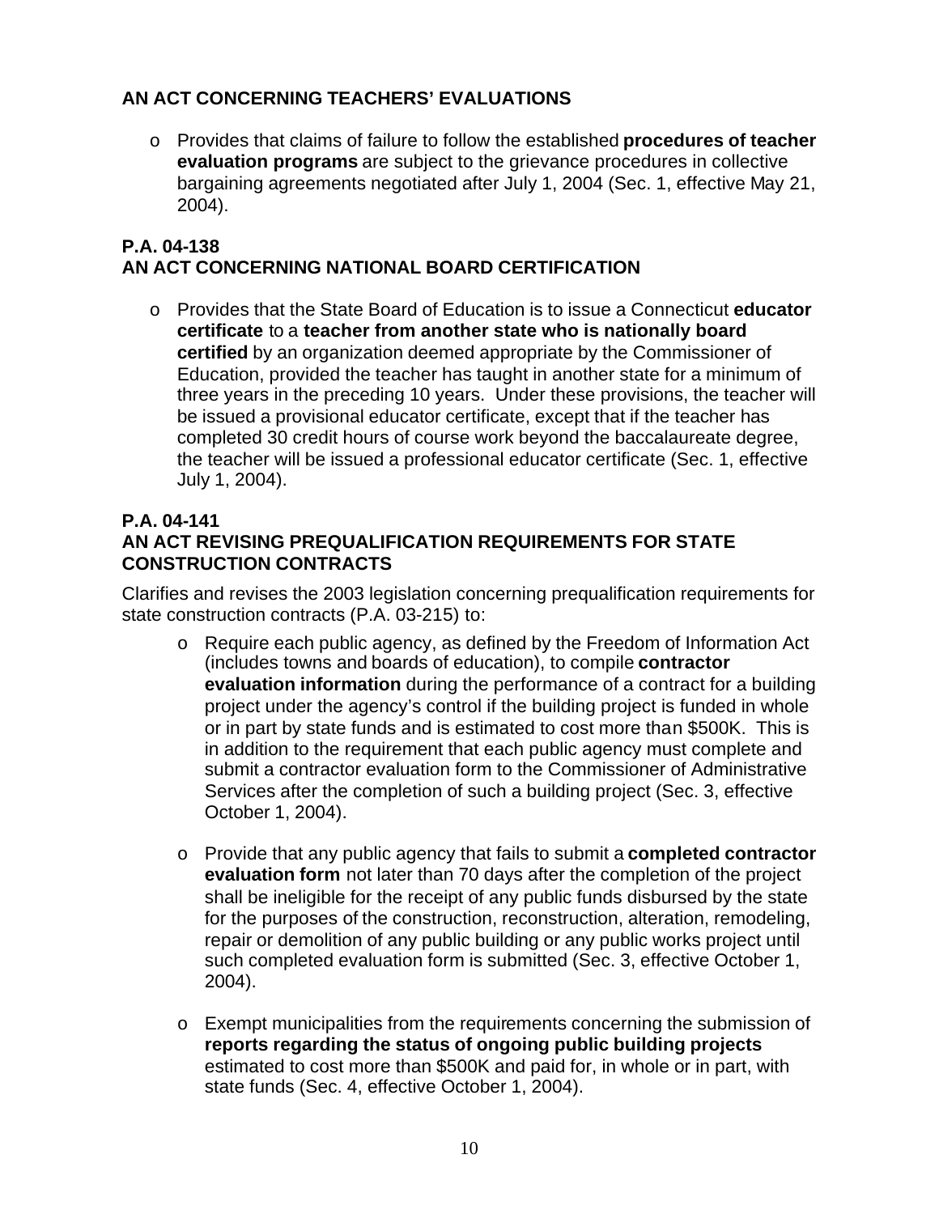**AN ACT CONCERNING TEACHERS' EVALUATIONS**

- Provides that claims of failure to follow the established **procedures of teacher evaluation programs** are subject to the grievance procedures in collective bargaining agreements negotiated after July 1, 2004 (Sec. 1, effective May 21, 2004).

**P.A. 04-138**
**AN ACT CONCERNING NATIONAL BOARD CERTIFICATION**

- Provides that the State Board of Education is to issue a Connecticut **educator certificate** to a **teacher from another state who is nationally board certified** by an organization deemed appropriate by the Commissioner of Education, provided the teacher has taught in another state for a minimum of three years in the preceding 10 years. Under these provisions, the teacher will be issued a provisional educator certificate, except that if the teacher has completed 30 credit hours of course work beyond the baccalaureate degree, the teacher will be issued a professional educator certificate (Sec. 1, effective July 1, 2004).

**P.A. 04-141**
**AN ACT REVISING PREQUALIFICATION REQUIREMENTS FOR STATE CONSTRUCTION CONTRACTS**

Clarifies and revises the 2003 legislation concerning prequalification requirements for state construction contracts (P.A. 03-215) to:

- Require each public agency, as defined by the Freedom of Information Act (includes towns and boards of education), to compile **contractor evaluation information** during the performance of a contract for a building project under the agency's control if the building project is funded in whole or in part by state funds and is estimated to cost more than $500K. This is in addition to the requirement that each public agency must complete and submit a contractor evaluation form to the Commissioner of Administrative Services after the completion of such a building project (Sec. 3, effective October 1, 2004).

- Provide that any public agency that fails to submit a **completed contractor evaluation form** not later than 70 days after the completion of the project shall be ineligible for the receipt of any public funds disbursed by the state for the purposes of the construction, reconstruction, alteration, remodeling, repair or demolition of any public building or any public works project until such completed evaluation form is submitted (Sec. 3, effective October 1, 2004).

- Exempt municipalities from the requirements concerning the submission of **reports regarding the status of ongoing public building projects** estimated to cost more than $500K and paid for, in whole or in part, with state funds (Sec. 4, effective October 1, 2004).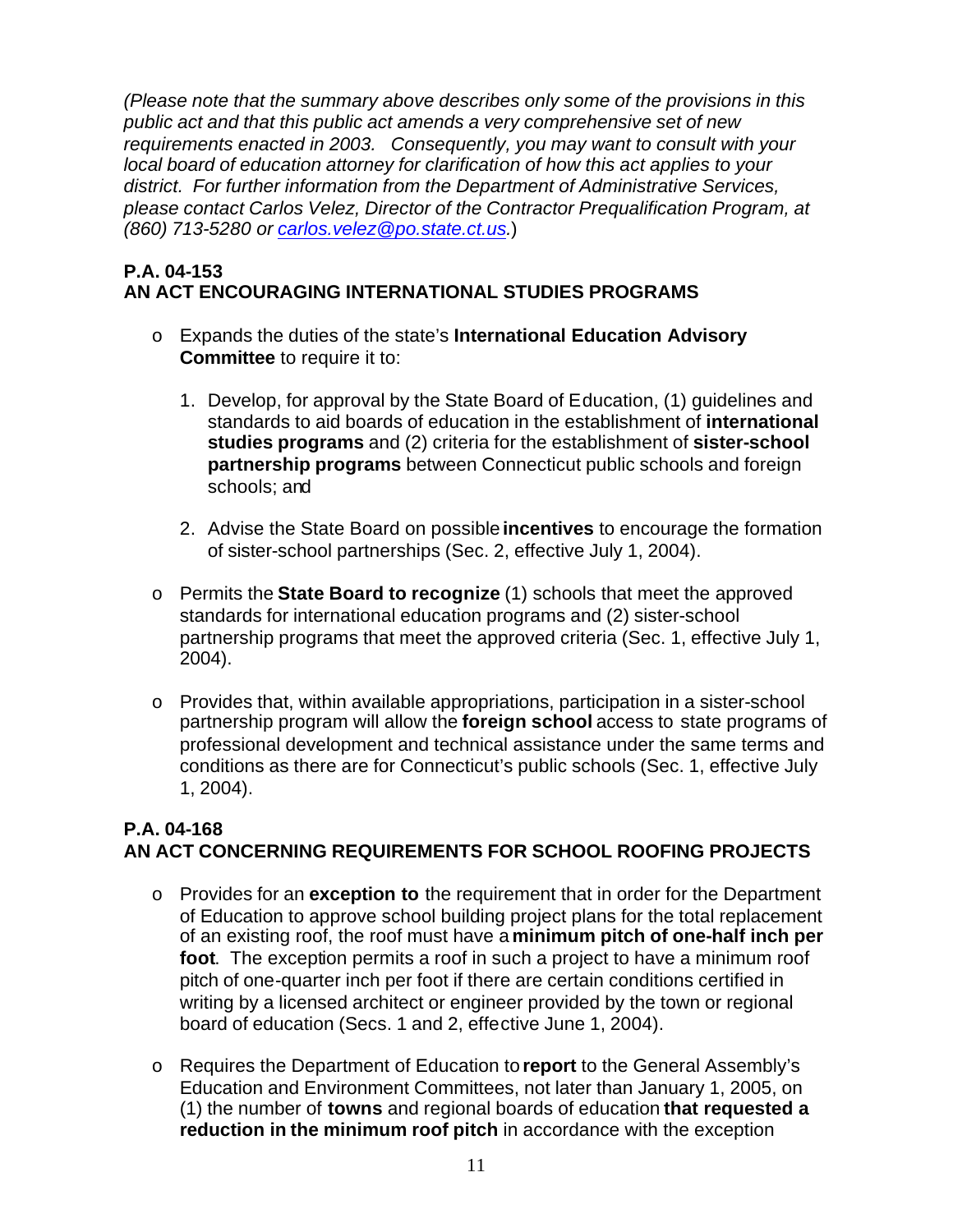*(Please note that the summary above describes only some of the provisions in this public act and that this public act amends a very comprehensive set of new requirements enacted in 2003. Consequently, you may want to consult with your local board of education attorney for clarification of how this act applies to your district. For further information from the Department of Administrative Services, please contact Carlos Velez, Director of the Contractor Prequalification Program, at (860) 713-5280 or [carlos.velez@po.state.ct.us](mailto:carlos.velez@po.state.ct.us).*)

**P.A. 04-153**
**AN ACT ENCOURAGING INTERNATIONAL STUDIES PROGRAMS**

- Expands the duties of the state's **International Education Advisory Committee** to require it to:

  1. Develop, for approval by the State Board of Education, (1) guidelines and standards to aid boards of education in the establishment of **international studies programs** and (2) criteria for the establishment of **sister-school partnership programs** between Connecticut public schools and foreign schools; and

  2. Advise the State Board on possible **incentives** to encourage the formation of sister-school partnerships (Sec. 2, effective July 1, 2004).

- Permits the **State Board to recognize** (1) schools that meet the approved standards for international education programs and (2) sister-school partnership programs that meet the approved criteria (Sec. 1, effective July 1, 2004).

- Provides that, within available appropriations, participation in a sister-school partnership program will allow the **foreign school** access to state programs of professional development and technical assistance under the same terms and conditions as there are for Connecticut's public schools (Sec. 1, effective July 1, 2004).

**P.A. 04-168**
**AN ACT CONCERNING REQUIREMENTS FOR SCHOOL ROOFING PROJECTS**

- Provides for an **exception to** the requirement that in order for the Department of Education to approve school building project plans for the total replacement of an existing roof, the roof must have a **minimum pitch of one-half inch per foot**. The exception permits a roof in such a project to have a minimum roof pitch of one-quarter inch per foot if there are certain conditions certified in writing by a licensed architect or engineer provided by the town or regional board of education (Secs. 1 and 2, effective June 1, 2004).

- Requires the Department of Education to **report** to the General Assembly's Education and Environment Committees, not later than January 1, 2005, on (1) the number of **towns** and regional boards of education **that requested a reduction in the minimum roof pitch** in accordance with the exception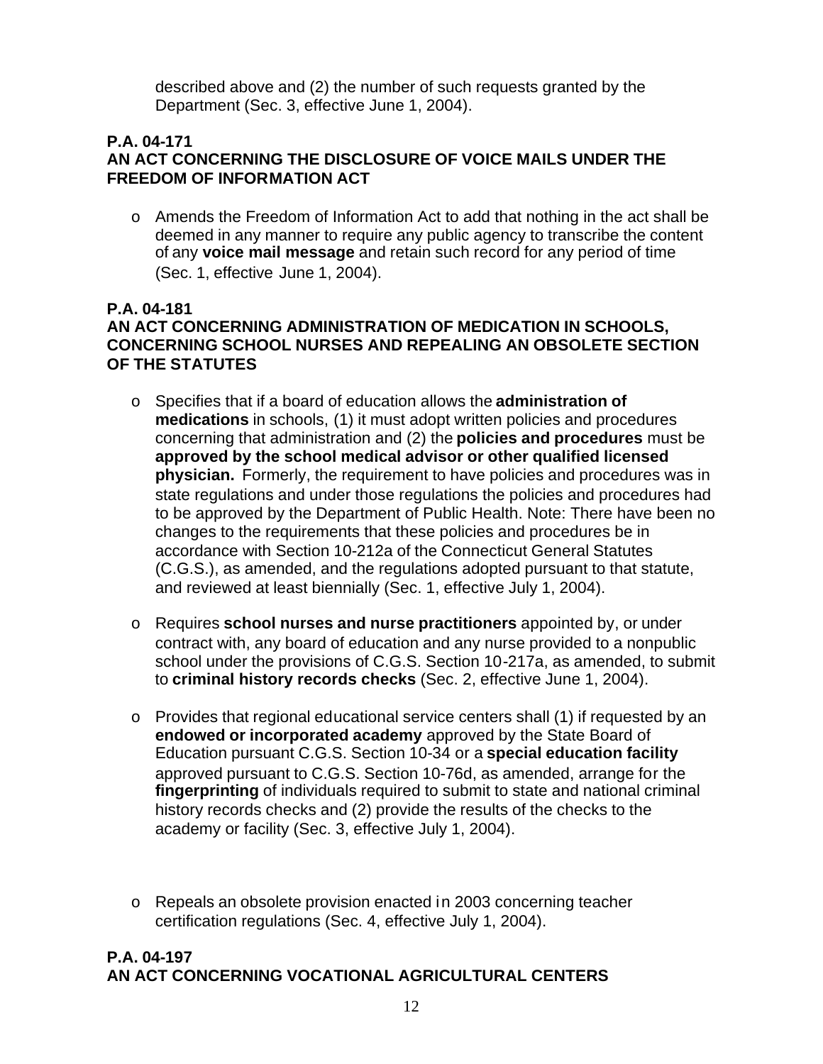described above and (2) the number of such requests granted by the Department (Sec. 3, effective June 1, 2004).

**P.A. 04-171**
**AN ACT CONCERNING THE DISCLOSURE OF VOICE MAILS UNDER THE FREEDOM OF INFORMATION ACT**

- Amends the Freedom of Information Act to add that nothing in the act shall be deemed in any manner to require any public agency to transcribe the content of any **voice mail message** and retain such record for any period of time (Sec. 1, effective June 1, 2004).

**P.A. 04-181**
**AN ACT CONCERNING ADMINISTRATION OF MEDICATION IN SCHOOLS, CONCERNING SCHOOL NURSES AND REPEALING AN OBSOLETE SECTION OF THE STATUTES**

- Specifies that if a board of education allows the **administration of medications** in schools, (1) it must adopt written policies and procedures concerning that administration and (2) the **policies and procedures** must be **approved by the school medical advisor or other qualified licensed physician.** Formerly, the requirement to have policies and procedures was in state regulations and under those regulations the policies and procedures had to be approved by the Department of Public Health. Note: There have been no changes to the requirements that these policies and procedures be in accordance with Section 10-212a of the Connecticut General Statutes (C.G.S.), as amended, and the regulations adopted pursuant to that statute, and reviewed at least biennially (Sec. 1, effective July 1, 2004).

- Requires **school nurses and nurse practitioners** appointed by, or under contract with, any board of education and any nurse provided to a nonpublic school under the provisions of C.G.S. Section 10-217a, as amended, to submit to **criminal history records checks** (Sec. 2, effective June 1, 2004).

- Provides that regional educational service centers shall (1) if requested by an **endowed or incorporated academy** approved by the State Board of Education pursuant C.G.S. Section 10-34 or a **special education facility** approved pursuant to C.G.S. Section 10-76d, as amended, arrange for the **fingerprinting** of individuals required to submit to state and national criminal history records checks and (2) provide the results of the checks to the academy or facility (Sec. 3, effective July 1, 2004).

- Repeals an obsolete provision enacted in 2003 concerning teacher certification regulations (Sec. 4, effective July 1, 2004).

**P.A. 04-197**
**AN ACT CONCERNING VOCATIONAL AGRICULTURAL CENTERS**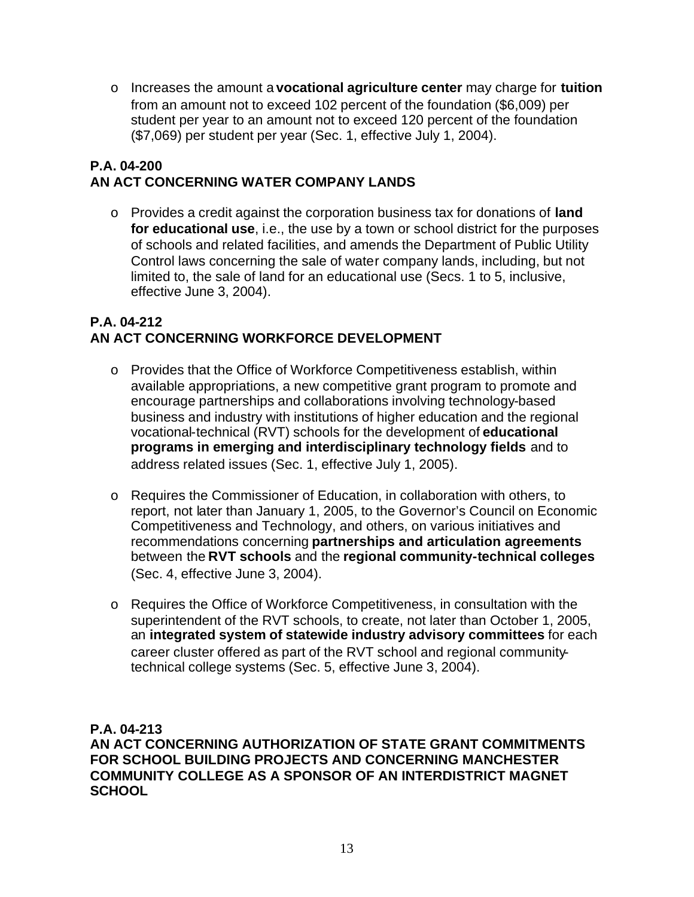- Increases the amount a **vocational agriculture center** may charge for **tuition** from an amount not to exceed 102 percent of the foundation ($6,009) per student per year to an amount not to exceed 120 percent of the foundation ($7,069) per student per year (Sec. 1, effective July 1, 2004).

**P.A. 04-200**
**AN ACT CONCERNING WATER COMPANY LANDS**

- Provides a credit against the corporation business tax for donations of **land for educational use**, i.e., the use by a town or school district for the purposes of schools and related facilities, and amends the Department of Public Utility Control laws concerning the sale of water company lands, including, but not limited to, the sale of land for an educational use (Secs. 1 to 5, inclusive, effective June 3, 2004).

**P.A. 04-212**
**AN ACT CONCERNING WORKFORCE DEVELOPMENT**

- Provides that the Office of Workforce Competitiveness establish, within available appropriations, a new competitive grant program to promote and encourage partnerships and collaborations involving technology-based business and industry with institutions of higher education and the regional vocational-technical (RVT) schools for the development of **educational programs in emerging and interdisciplinary technology fields** and to address related issues (Sec. 1, effective July 1, 2005).

- Requires the Commissioner of Education, in collaboration with others, to report, not later than January 1, 2005, to the Governor's Council on Economic Competitiveness and Technology, and others, on various initiatives and recommendations concerning **partnerships and articulation agreements** between the **RVT schools** and the **regional community-technical colleges** (Sec. 4, effective June 3, 2004).

- Requires the Office of Workforce Competitiveness, in consultation with the superintendent of the RVT schools, to create, not later than October 1, 2005, an **integrated system of statewide industry advisory committees** for each career cluster offered as part of the RVT school and regional community-technical college systems (Sec. 5, effective June 3, 2004).

**P.A. 04-213**
**AN ACT CONCERNING AUTHORIZATION OF STATE GRANT COMMITMENTS FOR SCHOOL BUILDING PROJECTS AND CONCERNING MANCHESTER COMMUNITY COLLEGE AS A SPONSOR OF AN INTERDISTRICT MAGNET SCHOOL**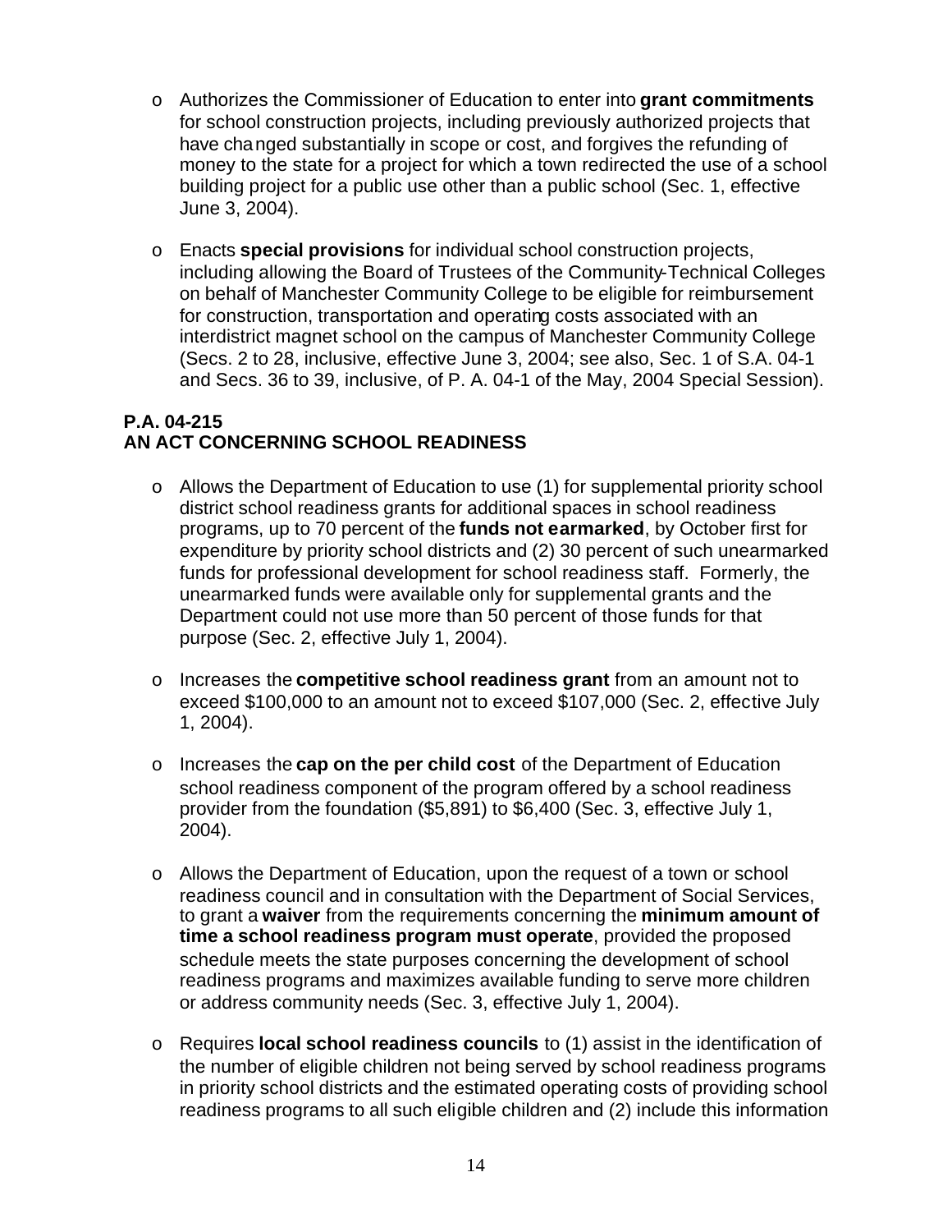- Authorizes the Commissioner of Education to enter into **grant commitments** for school construction projects, including previously authorized projects that have changed substantially in scope or cost, and forgives the refunding of money to the state for a project for which a town redirected the use of a school building project for a public use other than a public school (Sec. 1, effective June 3, 2004).

- Enacts **special provisions** for individual school construction projects, including allowing the Board of Trustees of the Community-Technical Colleges on behalf of Manchester Community College to be eligible for reimbursement for construction, transportation and operating costs associated with an interdistrict magnet school on the campus of Manchester Community College (Secs. 2 to 28, inclusive, effective June 3, 2004; see also, Sec. 1 of S.A. 04-1 and Secs. 36 to 39, inclusive, of P. A. 04-1 of the May, 2004 Special Session).

**P.A. 04-215**
**AN ACT CONCERNING SCHOOL READINESS**

- Allows the Department of Education to use (1) for supplemental priority school district school readiness grants for additional spaces in school readiness programs, up to 70 percent of the **funds not earmarked**, by October first for expenditure by priority school districts and (2) 30 percent of such unearmarked funds for professional development for school readiness staff. Formerly, the unearmarked funds were available only for supplemental grants and the Department could not use more than 50 percent of those funds for that purpose (Sec. 2, effective July 1, 2004).

- Increases the **competitive school readiness grant** from an amount not to exceed \$100,000 to an amount not to exceed \$107,000 (Sec. 2, effective July 1, 2004).

- Increases the **cap on the per child cost** of the Department of Education school readiness component of the program offered by a school readiness provider from the foundation (\$5,891) to \$6,400 (Sec. 3, effective July 1, 2004).

- Allows the Department of Education, upon the request of a town or school readiness council and in consultation with the Department of Social Services, to grant a **waiver** from the requirements concerning the **minimum amount of time a school readiness program must operate**, provided the proposed schedule meets the state purposes concerning the development of school readiness programs and maximizes available funding to serve more children or address community needs (Sec. 3, effective July 1, 2004).

- Requires **local school readiness councils** to (1) assist in the identification of the number of eligible children not being served by school readiness programs in priority school districts and the estimated operating costs of providing school readiness programs to all such eligible children and (2) include this information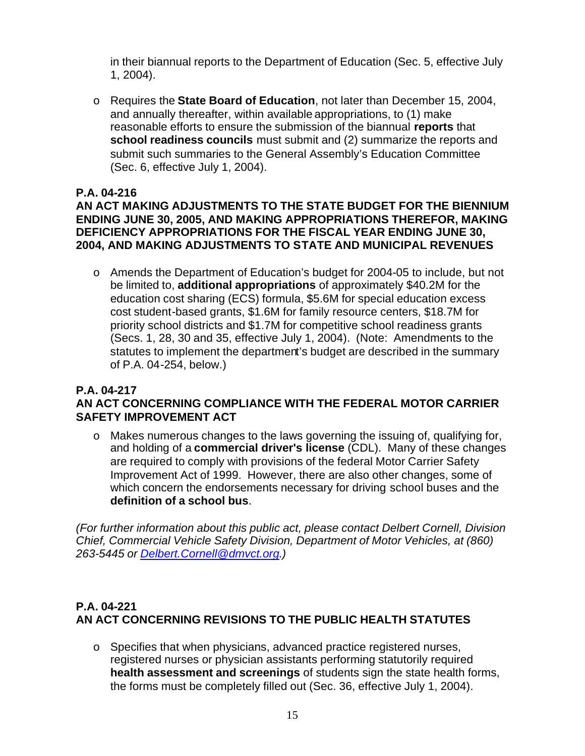in their biannual reports to the Department of Education (Sec. 5, effective July 1, 2004).

- Requires the **State Board of Education**, not later than December 15, 2004, and annually thereafter, within available appropriations, to (1) make reasonable efforts to ensure the submission of the biannual **reports** that **school readiness councils** must submit and (2) summarize the reports and submit such summaries to the General Assembly's Education Committee (Sec. 6, effective July 1, 2004).

**P.A. 04-216**
**AN ACT MAKING ADJUSTMENTS TO THE STATE BUDGET FOR THE BIENNIUM ENDING JUNE 30, 2005, AND MAKING APPROPRIATIONS THEREFOR, MAKING DEFICIENCY APPROPRIATIONS FOR THE FISCAL YEAR ENDING JUNE 30, 2004, AND MAKING ADJUSTMENTS TO STATE AND MUNICIPAL REVENUES**

- Amends the Department of Education's budget for 2004-05 to include, but not be limited to, **additional appropriations** of approximately $40.2M for the education cost sharing (ECS) formula, $5.6M for special education excess cost student-based grants, $1.6M for family resource centers, $18.7M for priority school districts and $1.7M for competitive school readiness grants (Secs. 1, 28, 30 and 35, effective July 1, 2004). (Note: Amendments to the statutes to implement the department's budget are described in the summary of P.A. 04-254, below.)

**P.A. 04-217**
**AN ACT CONCERNING COMPLIANCE WITH THE FEDERAL MOTOR CARRIER SAFETY IMPROVEMENT ACT**

- Makes numerous changes to the laws governing the issuing of, qualifying for, and holding of a **commercial driver's license** (CDL). Many of these changes are required to comply with provisions of the federal Motor Carrier Safety Improvement Act of 1999. However, there are also other changes, some of which concern the endorsements necessary for driving school buses and the **definition of a school bus**.

*(For further information about this public act, please contact Delbert Cornell, Division Chief, Commercial Vehicle Safety Division, Department of Motor Vehicles, at (860) 263-5445 or Delbert.Cornell@dmvct.org.)*

**P.A. 04-221**
**AN ACT CONCERNING REVISIONS TO THE PUBLIC HEALTH STATUTES**

- Specifies that when physicians, advanced practice registered nurses, registered nurses or physician assistants performing statutorily required **health assessment and screenings** of students sign the state health forms, the forms must be completely filled out (Sec. 36, effective July 1, 2004).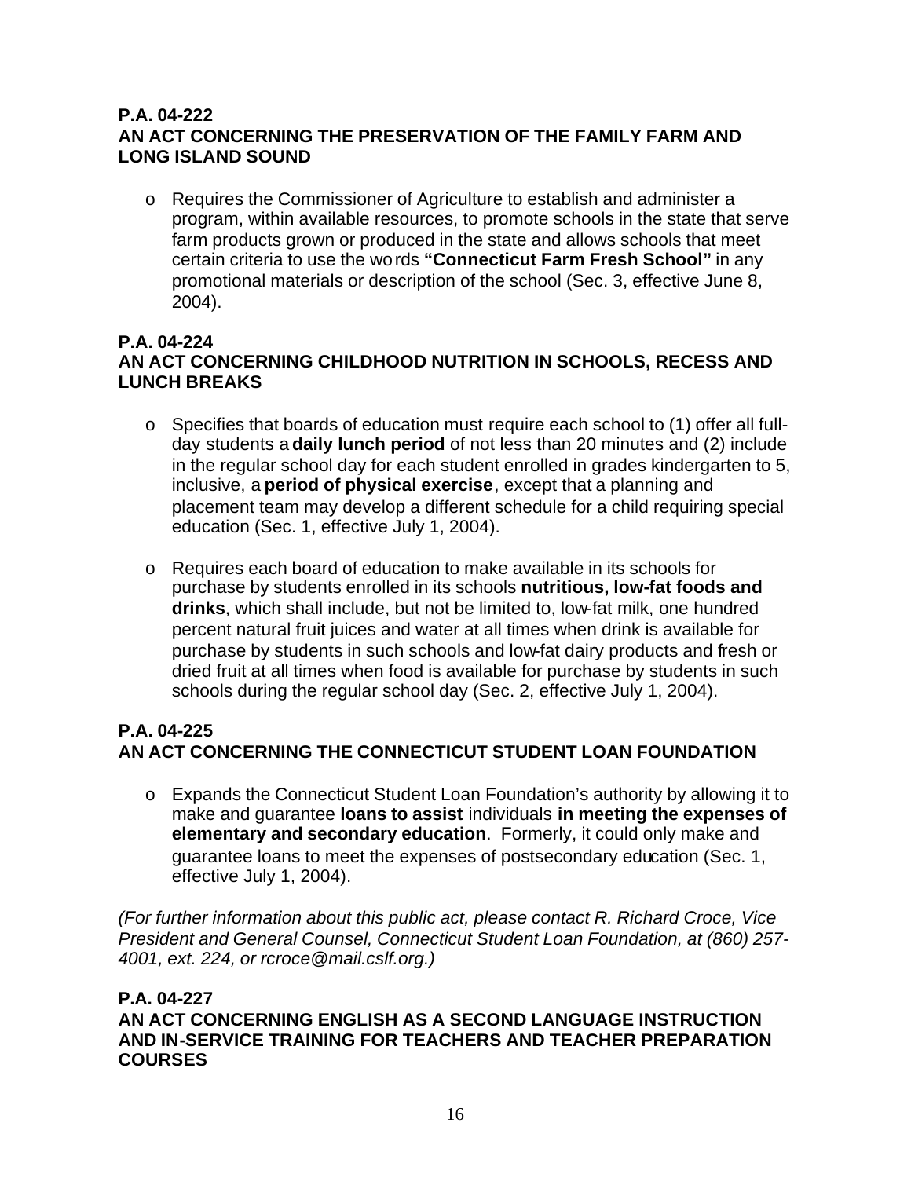**P.A. 04-222**
**AN ACT CONCERNING THE PRESERVATION OF THE FAMILY FARM AND LONG ISLAND SOUND**

- Requires the Commissioner of Agriculture to establish and administer a program, within available resources, to promote schools in the state that serve farm products grown or produced in the state and allows schools that meet certain criteria to use the words **"Connecticut Farm Fresh School"** in any promotional materials or description of the school (Sec. 3, effective June 8, 2004).

**P.A. 04-224**
**AN ACT CONCERNING CHILDHOOD NUTRITION IN SCHOOLS, RECESS AND LUNCH BREAKS**

- Specifies that boards of education must require each school to (1) offer all full-day students a **daily lunch period** of not less than 20 minutes and (2) include in the regular school day for each student enrolled in grades kindergarten to 5, inclusive, a **period of physical exercise**, except that a planning and placement team may develop a different schedule for a child requiring special education (Sec. 1, effective July 1, 2004).

- Requires each board of education to make available in its schools for purchase by students enrolled in its schools **nutritious, low-fat foods and drinks**, which shall include, but not be limited to, low-fat milk, one hundred percent natural fruit juices and water at all times when drink is available for purchase by students in such schools and low-fat dairy products and fresh or dried fruit at all times when food is available for purchase by students in such schools during the regular school day (Sec. 2, effective July 1, 2004).

**P.A. 04-225**
**AN ACT CONCERNING THE CONNECTICUT STUDENT LOAN FOUNDATION**

- Expands the Connecticut Student Loan Foundation's authority by allowing it to make and guarantee **loans to assist** individuals **in meeting the expenses of elementary and secondary education**. Formerly, it could only make and guarantee loans to meet the expenses of postsecondary education (Sec. 1, effective July 1, 2004).

*(For further information about this public act, please contact R. Richard Croce, Vice President and General Counsel, Connecticut Student Loan Foundation, at (860) 257-4001, ext. 224, or rcroce@mail.cslf.org.)*

**P.A. 04-227**
**AN ACT CONCERNING ENGLISH AS A SECOND LANGUAGE INSTRUCTION AND IN-SERVICE TRAINING FOR TEACHERS AND TEACHER PREPARATION COURSES**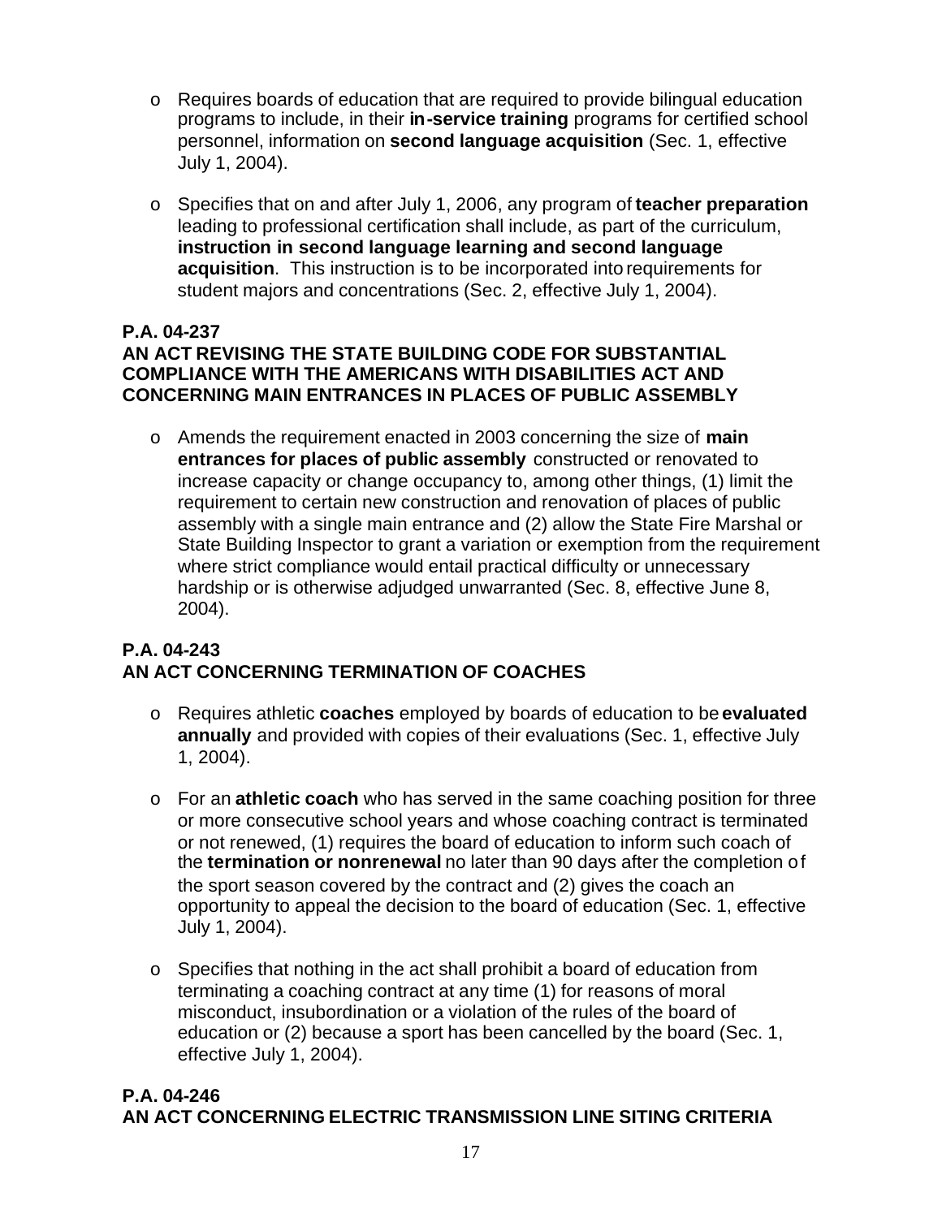- Requires boards of education that are required to provide bilingual education programs to include, in their **in-service training** programs for certified school personnel, information on **second language acquisition** (Sec. 1, effective July 1, 2004).

- Specifies that on and after July 1, 2006, any program of **teacher preparation** leading to professional certification shall include, as part of the curriculum, **instruction in second language learning and second language acquisition**. This instruction is to be incorporated into requirements for student majors and concentrations (Sec. 2, effective July 1, 2004).

**P.A. 04-237**
**AN ACT REVISING THE STATE BUILDING CODE FOR SUBSTANTIAL COMPLIANCE WITH THE AMERICANS WITH DISABILITIES ACT AND CONCERNING MAIN ENTRANCES IN PLACES OF PUBLIC ASSEMBLY**

- Amends the requirement enacted in 2003 concerning the size of **main entrances for places of public assembly** constructed or renovated to increase capacity or change occupancy to, among other things, (1) limit the requirement to certain new construction and renovation of places of public assembly with a single main entrance and (2) allow the State Fire Marshal or State Building Inspector to grant a variation or exemption from the requirement where strict compliance would entail practical difficulty or unnecessary hardship or is otherwise adjudged unwarranted (Sec. 8, effective June 8, 2004).

**P.A. 04-243**
**AN ACT CONCERNING TERMINATION OF COACHES**

- Requires athletic **coaches** employed by boards of education to be **evaluated annually** and provided with copies of their evaluations (Sec. 1, effective July 1, 2004).

- For an **athletic coach** who has served in the same coaching position for three or more consecutive school years and whose coaching contract is terminated or not renewed, (1) requires the board of education to inform such coach of the **termination or nonrenewal** no later than 90 days after the completion of the sport season covered by the contract and (2) gives the coach an opportunity to appeal the decision to the board of education (Sec. 1, effective July 1, 2004).

- Specifies that nothing in the act shall prohibit a board of education from terminating a coaching contract at any time (1) for reasons of moral misconduct, insubordination or a violation of the rules of the board of education or (2) because a sport has been cancelled by the board (Sec. 1, effective July 1, 2004).

**P.A. 04-246**
**AN ACT CONCERNING ELECTRIC TRANSMISSION LINE SITING CRITERIA**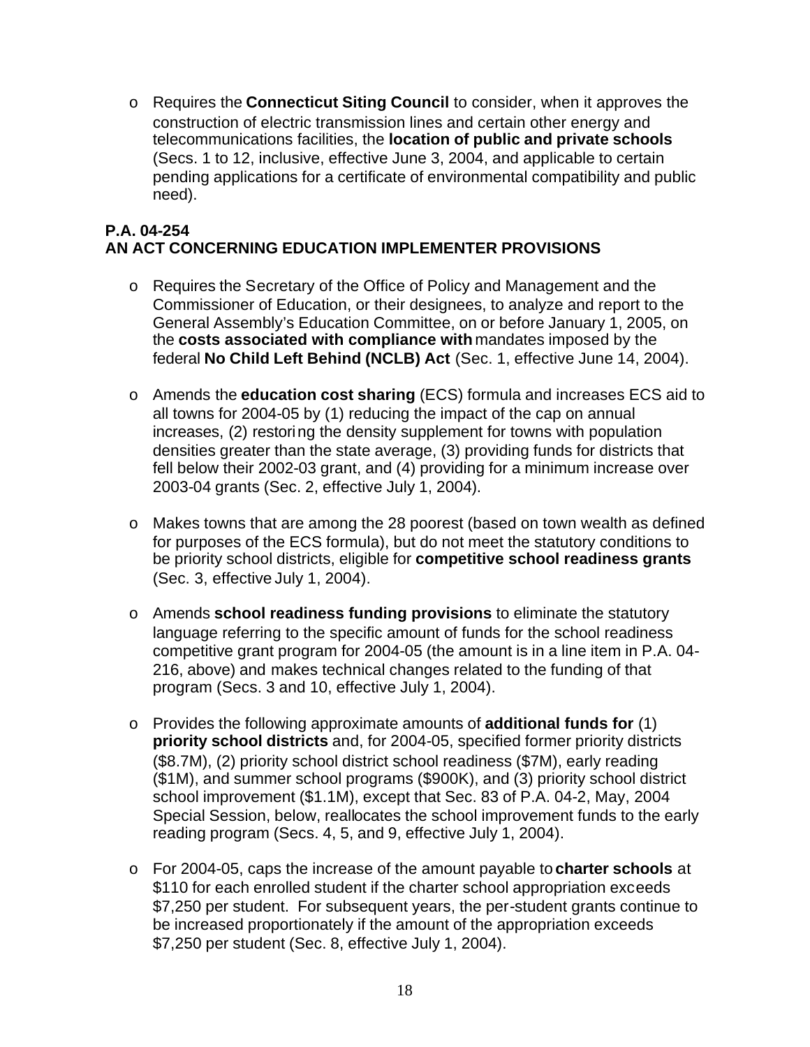- Requires the **Connecticut Siting Council** to consider, when it approves the construction of electric transmission lines and certain other energy and telecommunications facilities, the **location of public and private schools** (Secs. 1 to 12, inclusive, effective June 3, 2004, and applicable to certain pending applications for a certificate of environmental compatibility and public need).

**P.A. 04-254**
**AN ACT CONCERNING EDUCATION IMPLEMENTER PROVISIONS**

- Requires the Secretary of the Office of Policy and Management and the Commissioner of Education, or their designees, to analyze and report to the General Assembly's Education Committee, on or before January 1, 2005, on the **costs associated with compliance with** mandates imposed by the federal **No Child Left Behind (NCLB) Act** (Sec. 1, effective June 14, 2004).

- Amends the **education cost sharing** (ECS) formula and increases ECS aid to all towns for 2004-05 by (1) reducing the impact of the cap on annual increases, (2) restoring the density supplement for towns with population densities greater than the state average, (3) providing funds for districts that fell below their 2002-03 grant, and (4) providing for a minimum increase over 2003-04 grants (Sec. 2, effective July 1, 2004).

- Makes towns that are among the 28 poorest (based on town wealth as defined for purposes of the ECS formula), but do not meet the statutory conditions to be priority school districts, eligible for **competitive school readiness grants** (Sec. 3, effective July 1, 2004).

- Amends **school readiness funding provisions** to eliminate the statutory language referring to the specific amount of funds for the school readiness competitive grant program for 2004-05 (the amount is in a line item in P.A. 04-216, above) and makes technical changes related to the funding of that program (Secs. 3 and 10, effective July 1, 2004).

- Provides the following approximate amounts of **additional funds for** (1) **priority school districts** and, for 2004-05, specified former priority districts ($8.7M), (2) priority school district school readiness ($7M), early reading ($1M), and summer school programs ($900K), and (3) priority school district school improvement ($1.1M), except that Sec. 83 of P.A. 04-2, May, 2004 Special Session, below, reallocates the school improvement funds to the early reading program (Secs. 4, 5, and 9, effective July 1, 2004).

- For 2004-05, caps the increase of the amount payable to **charter schools** at $110 for each enrolled student if the charter school appropriation exceeds $7,250 per student. For subsequent years, the per-student grants continue to be increased proportionately if the amount of the appropriation exceeds $7,250 per student (Sec. 8, effective July 1, 2004).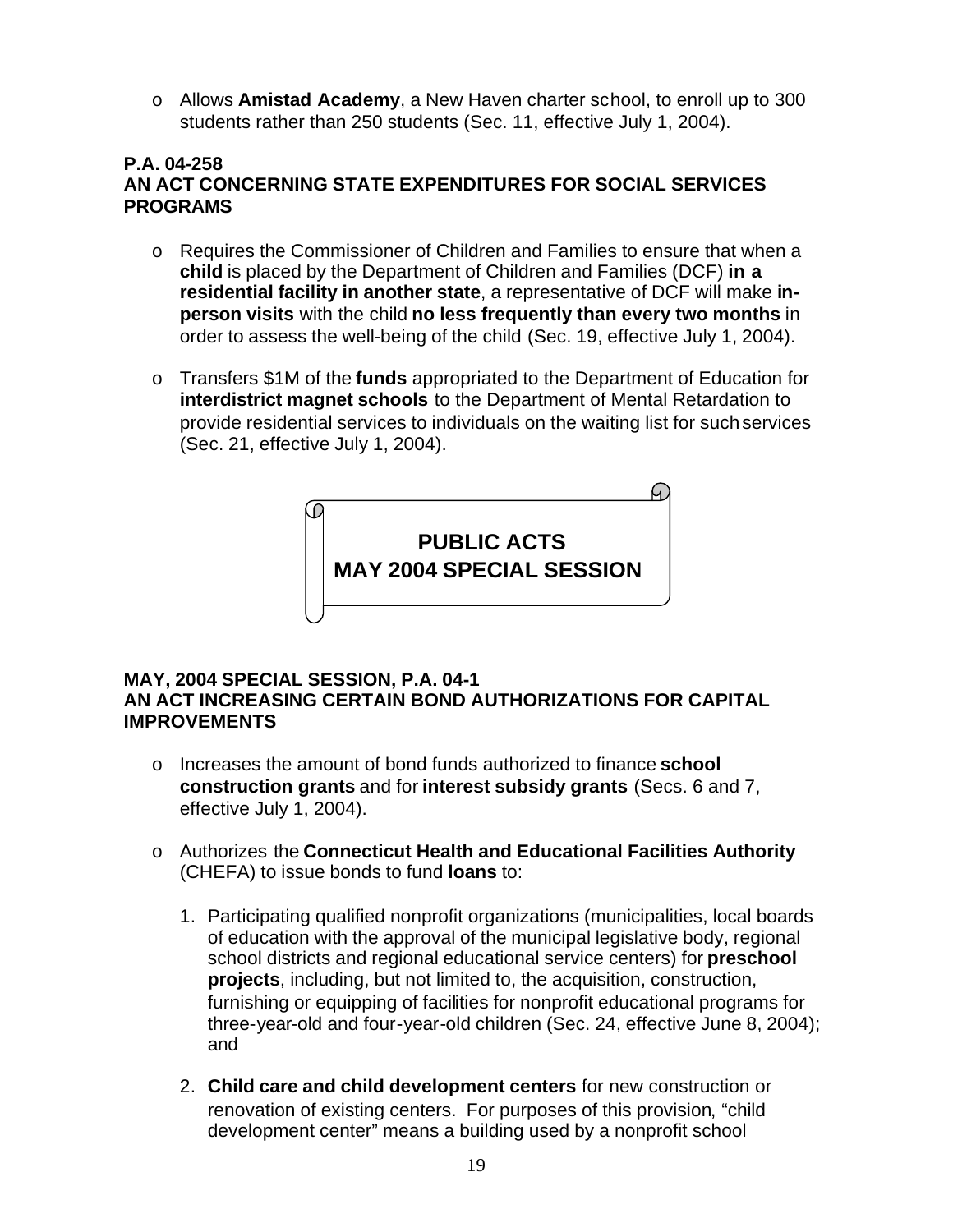- Allows **Amistad Academy**, a New Haven charter school, to enroll up to 300 students rather than 250 students (Sec. 11, effective July 1, 2004).

**P.A. 04-258**
**AN ACT CONCERNING STATE EXPENDITURES FOR SOCIAL SERVICES PROGRAMS**

- Requires the Commissioner of Children and Families to ensure that when a **child** is placed by the Department of Children and Families (DCF) **in a residential facility in another state**, a representative of DCF will make **in-person visits** with the child **no less frequently than every two months** in order to assess the well-being of the child (Sec. 19, effective July 1, 2004).

- Transfers $1M of the **funds** appropriated to the Department of Education for **interdistrict magnet schools** to the Department of Mental Retardation to provide residential services to individuals on the waiting list for such services (Sec. 21, effective July 1, 2004).

## PUBLIC ACTS
## MAY 2004 SPECIAL SESSION

**MAY, 2004 SPECIAL SESSION, P.A. 04-1**
**AN ACT INCREASING CERTAIN BOND AUTHORIZATIONS FOR CAPITAL IMPROVEMENTS**

- Increases the amount of bond funds authorized to finance **school construction grants** and for **interest subsidy grants** (Secs. 6 and 7, effective July 1, 2004).

- Authorizes the **Connecticut Health and Educational Facilities Authority** (CHEFA) to issue bonds to fund **loans** to:

  1. Participating qualified nonprofit organizations (municipalities, local boards of education with the approval of the municipal legislative body, regional school districts and regional educational service centers) for **preschool projects**, including, but not limited to, the acquisition, construction, furnishing or equipping of facilities for nonprofit educational programs for three-year-old and four-year-old children (Sec. 24, effective June 8, 2004); and

  2. **Child care and child development centers** for new construction or renovation of existing centers. For purposes of this provision, "child development center" means a building used by a nonprofit school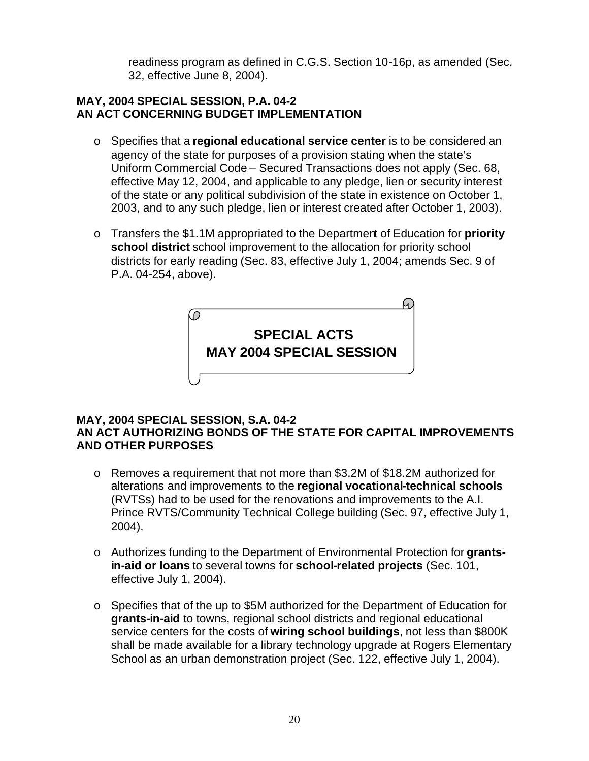readiness program as defined in C.G.S. Section 10-16p, as amended (Sec. 32, effective June 8, 2004).

**MAY, 2004 SPECIAL SESSION, P.A. 04-2**
**AN ACT CONCERNING BUDGET IMPLEMENTATION**

- Specifies that a **regional educational service center** is to be considered an agency of the state for purposes of a provision stating when the state's Uniform Commercial Code – Secured Transactions does not apply (Sec. 68, effective May 12, 2004, and applicable to any pledge, lien or security interest of the state or any political subdivision of the state in existence on October 1, 2003, and to any such pledge, lien or interest created after October 1, 2003).

- Transfers the $1.1M appropriated to the Department of Education for **priority school district** school improvement to the allocation for priority school districts for early reading (Sec. 83, effective July 1, 2004; amends Sec. 9 of P.A. 04-254, above).

## SPECIAL ACTS MAY 2004 SPECIAL SESSION

**MAY, 2004 SPECIAL SESSION, S.A. 04-2**
**AN ACT AUTHORIZING BONDS OF THE STATE FOR CAPITAL IMPROVEMENTS AND OTHER PURPOSES**

- Removes a requirement that not more than $3.2M of $18.2M authorized for alterations and improvements to the **regional vocational-technical schools** (RVTSs) had to be used for the renovations and improvements to the A.I. Prince RVTS/Community Technical College building (Sec. 97, effective July 1, 2004).

- Authorizes funding to the Department of Environmental Protection for **grants-in-aid or loans** to several towns for **school-related projects** (Sec. 101, effective July 1, 2004).

- Specifies that of the up to $5M authorized for the Department of Education for **grants-in-aid** to towns, regional school districts and regional educational service centers for the costs of **wiring school buildings**, not less than $800K shall be made available for a library technology upgrade at Rogers Elementary School as an urban demonstration project (Sec. 122, effective July 1, 2004).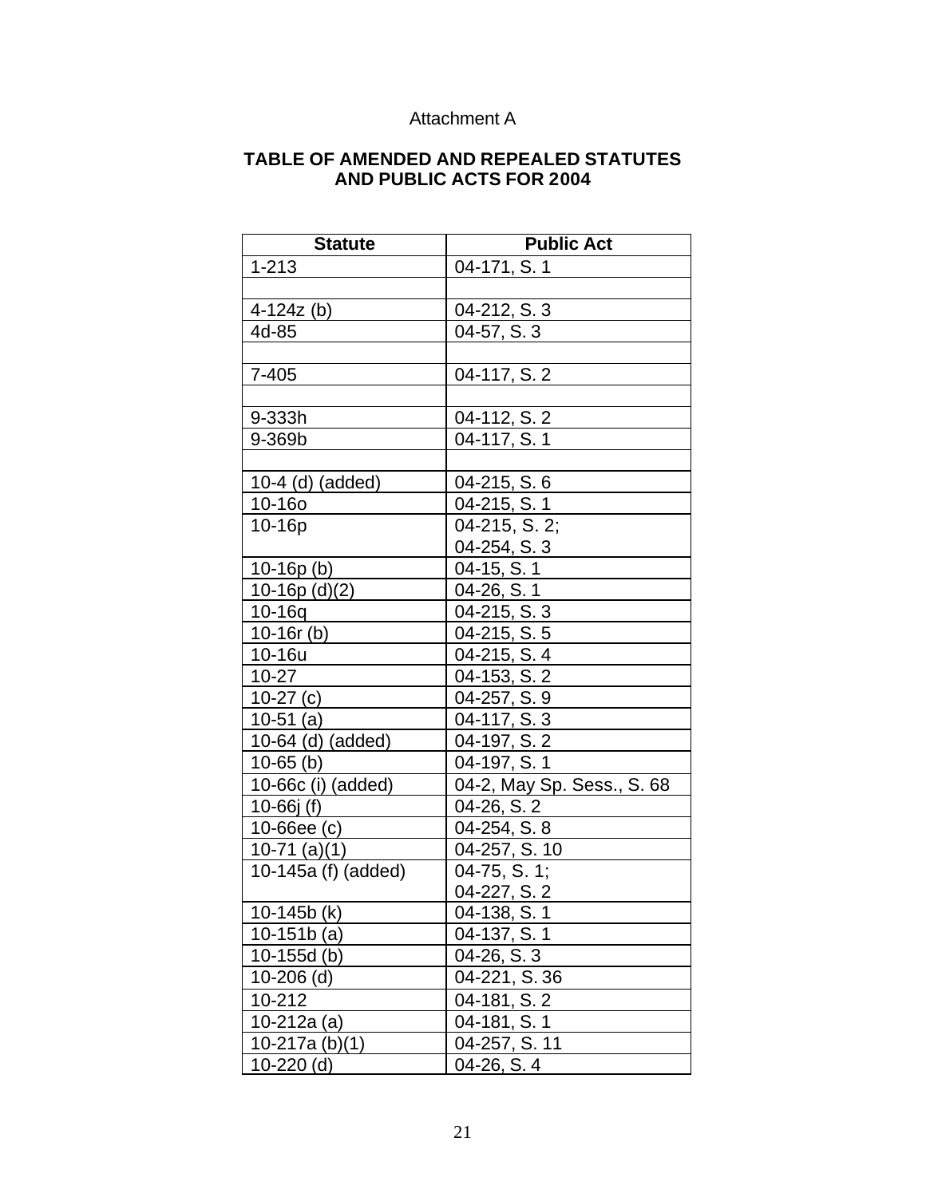Attachment A

## TABLE OF AMENDED AND REPEALED STATUTES AND PUBLIC ACTS FOR 2004

| Statute | Public Act |
|---|---|
| 1-213 | 04-171, S. 1 |
| | |
| 4-124z (b) | 04-212, S. 3 |
| 4d-85 | 04-57, S. 3 |
| | |
| 7-405 | 04-117, S. 2 |
| | |
| 9-333h | 04-112, S. 2 |
| 9-369b | 04-117, S. 1 |
| | |
| 10-4 (d) (added) | 04-215, S. 6 |
| 10-16o | 04-215, S. 1 |
| 10-16p | 04-215, S. 2; 04-254, S. 3 |
| 10-16p (b) | 04-15, S. 1 |
| 10-16p (d)(2) | 04-26, S. 1 |
| 10-16q | 04-215, S. 3 |
| 10-16r (b) | 04-215, S. 5 |
| 10-16u | 04-215, S. 4 |
| 10-27 | 04-153, S. 2 |
| 10-27 (c) | 04-257, S. 9 |
| 10-51 (a) | 04-117, S. 3 |
| 10-64 (d) (added) | 04-197, S. 2 |
| 10-65 (b) | 04-197, S. 1 |
| 10-66c (i) (added) | 04-2, May Sp. Sess., S. 68 |
| 10-66j (f) | 04-26, S. 2 |
| 10-66ee (c) | 04-254, S. 8 |
| 10-71 (a)(1) | 04-257, S. 10 |
| 10-145a (f) (added) | 04-75, S. 1; 04-227, S. 2 |
| 10-145b (k) | 04-138, S. 1 |
| 10-151b (a) | 04-137, S. 1 |
| 10-155d (b) | 04-26, S. 3 |
| 10-206 (d) | 04-221, S. 36 |
| 10-212 | 04-181, S. 2 |
| 10-212a (a) | 04-181, S. 1 |
| 10-217a (b)(1) | 04-257, S. 11 |
| 10-220 (d) | 04-26, S. 4 |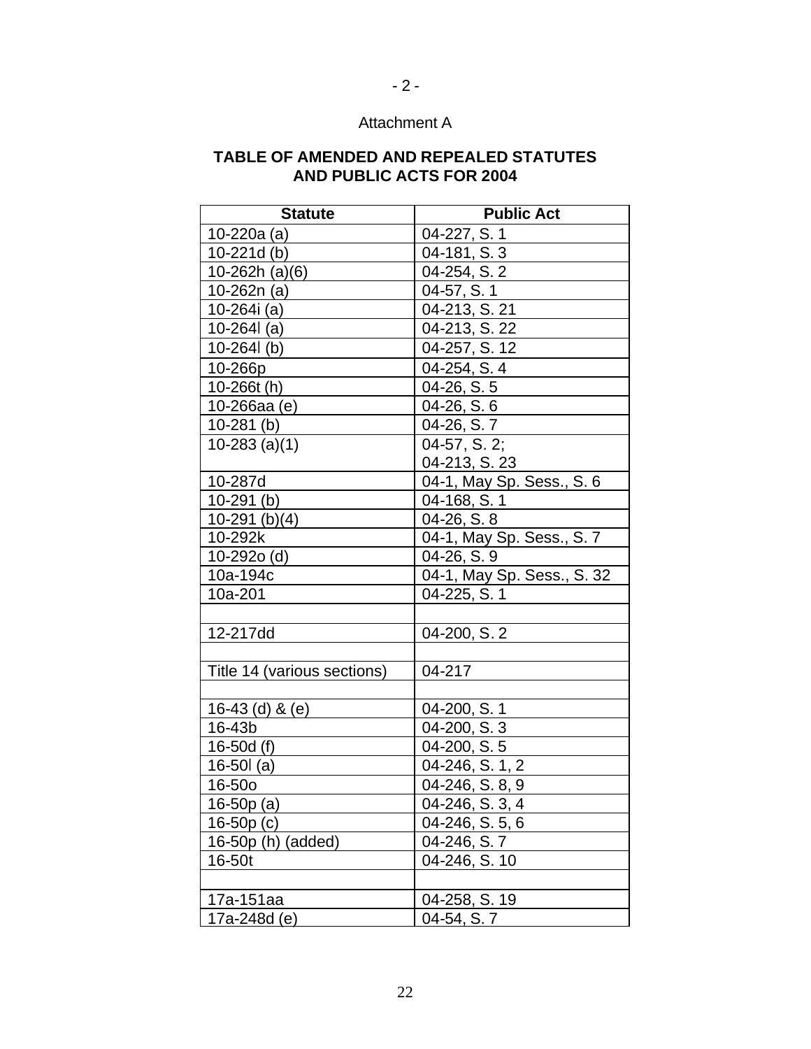- 2 -

Attachment A

**TABLE OF AMENDED AND REPEALED STATUTES AND PUBLIC ACTS FOR 2004**

| Statute | Public Act |
|---|---|
| 10-220a (a) | 04-227, S. 1 |
| 10-221d (b) | 04-181, S. 3 |
| 10-262h (a)(6) | 04-254, S. 2 |
| 10-262n (a) | 04-57, S. 1 |
| 10-264i (a) | 04-213, S. 21 |
| 10-264l (a) | 04-213, S. 22 |
| 10-264l (b) | 04-257, S. 12 |
| 10-266p | 04-254, S. 4 |
| 10-266t (h) | 04-26, S. 5 |
| 10-266aa (e) | 04-26, S. 6 |
| 10-281 (b) | 04-26, S. 7 |
| 10-283 (a)(1) | 04-57, S. 2; 04-213, S. 23 |
| 10-287d | 04-1, May Sp. Sess., S. 6 |
| 10-291 (b) | 04-168, S. 1 |
| 10-291 (b)(4) | 04-26, S. 8 |
| 10-292k | 04-1, May Sp. Sess., S. 7 |
| 10-292o (d) | 04-26, S. 9 |
| 10a-194c | 04-1, May Sp. Sess., S. 32 |
| 10a-201 | 04-225, S. 1 |
| | |
| 12-217dd | 04-200, S. 2 |
| | |
| Title 14 (various sections) | 04-217 |
| | |
| 16-43 (d) & (e) | 04-200, S. 1 |
| 16-43b | 04-200, S. 3 |
| 16-50d (f) | 04-200, S. 5 |
| 16-50l (a) | 04-246, S. 1, 2 |
| 16-50o | 04-246, S. 8, 9 |
| 16-50p (a) | 04-246, S. 3, 4 |
| 16-50p (c) | 04-246, S. 5, 6 |
| 16-50p (h) (added) | 04-246, S. 7 |
| 16-50t | 04-246, S. 10 |
| | |
| 17a-151aa | 04-258, S. 19 |
| 17a-248d (e) | 04-54, S. 7 |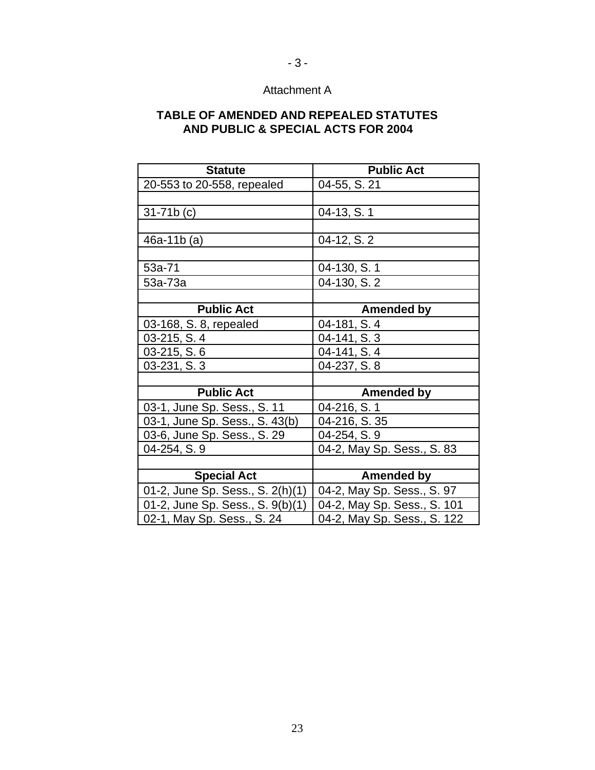- 3 -

Attachment A

## TABLE OF AMENDED AND REPEALED STATUTES AND PUBLIC & SPECIAL ACTS FOR 2004

| Statute | Public Act |
|---|---|
| 20-553 to 20-558, repealed | 04-55, S. 21 |
| | |
| 31-71b (c) | 04-13, S. 1 |
| | |
| 46a-11b (a) | 04-12, S. 2 |
| | |
| 53a-71 | 04-130, S. 1 |
| 53a-73a | 04-130, S. 2 |
| | |
| **Public Act** | **Amended by** |
| 03-168, S. 8, repealed | 04-181, S. 4 |
| 03-215, S. 4 | 04-141, S. 3 |
| 03-215, S. 6 | 04-141, S. 4 |
| 03-231, S. 3 | 04-237, S. 8 |
| | |
| **Public Act** | **Amended by** |
| 03-1, June Sp. Sess., S. 11 | 04-216, S. 1 |
| 03-1, June Sp. Sess., S. 43(b) | 04-216, S. 35 |
| 03-6, June Sp. Sess., S. 29 | 04-254, S. 9 |
| 04-254, S. 9 | 04-2, May Sp. Sess., S. 83 |
| | |
| **Special Act** | **Amended by** |
| 01-2, June Sp. Sess., S. 2(h)(1) | 04-2, May Sp. Sess., S. 97 |
| 01-2, June Sp. Sess., S. 9(b)(1) | 04-2, May Sp. Sess., S. 101 |
| 02-1, May Sp. Sess., S. 24 | 04-2, May Sp. Sess., S. 122 |